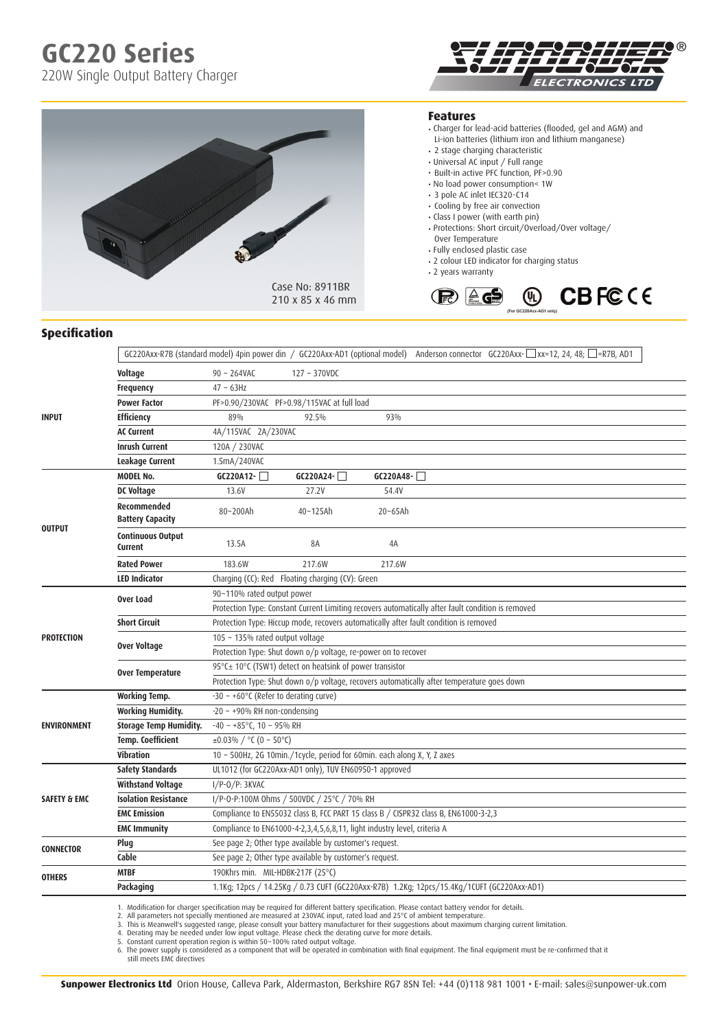# GC220 Series

220W Single Output Battery Charger

Case No: 8911BR
210 x 85 x 46 mm

## Features

- Charger for lead-acid batteries (flooded, gel and AGM) and Li-ion batteries (lithium iron and lithium manganese)
- 2 stage charging characteristic
- Universal AC input / Full range
- Built-in active PFC function, PF>0.90
- No load power consumption< 1W
- 3 pole AC inlet IEC320-C14
- Cooling by free air convection
- Class I power (with earth pin)
- Protections: Short circuit/Overload/Over voltage/ Over Temperature
- Fully enclosed plastic case
- 2 colour LED indicator for charging status
- 2 years warranty

(For GC220Axx-AD1 only)

## Specification

GC220Axx-R7B (standard model) 4pin power din / GC220Axx-AD1 (optional model) Anderson connector GC220Axx-☐ xx=12, 24, 48; ☐=R7B, AD1

| | | | | |
|---|---|---|---|---|
| **INPUT** | **Voltage** | 90 ~ 264VAC | 127 ~ 370VDC | |
| | **Frequency** | 47 ~ 63Hz | | |
| | **Power Factor** | PF>0.90/230VAC PF>0.98/115VAC at full load | | |
| | **Efficiency** | 89% | 92.5% | 93% |
| | **AC Current** | 4A/115VAC 2A/230VAC | | |
| | **Inrush Current** | 120A / 230VAC | | |
| | **Leakage Current** | 1.5mA/240VAC | | |
| **OUTPUT** | **MODEL No.** | **GC220A12-☐** | **GC220A24-☐** | **GC220A48-☐** |
| | **DC Voltage** | 13.6V | 27.2V | 54.4V |
| | **Recommended Battery Capacity** | 80~200Ah | 40~125Ah | 20~65Ah |
| | **Continuous Output Current** | 13.5A | 8A | 4A |
| | **Rated Power** | 183.6W | 217.6W | 217.6W |
| | **LED Indicator** | Charging (CC): Red Floating charging (CV): Green | | |
| **PROTECTION** | **Over Load** | 90~110% rated output power | | |
| | | Protection Type: Constant Current Limiting recovers automatically after fault condition is removed | | |
| | **Short Circuit** | Protection Type: Hiccup mode, recovers automatically after fault condition is removed | | |
| | **Over Voltage** | 105 ~ 135% rated output voltage | | |
| | | Protection Type: Shut down o/p voltage, re-power on to recover | | |
| | **Over Temperature** | 95°C± 10°C (TSW1) detect on heatsink of power transistor | | |
| | | Protection Type: Shut down o/p voltage, recovers automatically after temperature goes down | | |
| **ENVIRONMENT** | **Working Temp.** | -30 ~ +60°C (Refer to derating curve) | | |
| | **Working Humidity.** | -20 ~ +90% RH non-condensing | | |
| | **Storage Temp Humidity.** | -40 ~ +85°C, 10 ~ 95% RH | | |
| | **Temp. Coefficient** | ±0.03% / °C (0 ~ 50°C) | | |
| | **Vibration** | 10 ~ 500Hz, 2G 10min./1cycle, period for 60min. each along X, Y, Z axes | | |
| **SAFETY & EMC** | **Safety Standards** | UL1012 (for GC220Axx-AD1 only), TUV EN60950-1 approved | | |
| | **Withstand Voltage** | I/P-O/P: 3KVAC | | |
| | **Isolation Resistance** | I/P-O-P:100M Ohms / 500VDC / 25°C / 70% RH | | |
| | **EMC Emission** | Compliance to EN55032 class B, FCC PART 15 class B / CISPR32 class B, EN61000-3-2,3 | | |
| | **EMC Immunity** | Compliance to EN61000-4-2,3,4,5,6,8,11, light industry level, criteria A | | |
| **CONNECTOR** | **Plug** | See page 2; Other type available by customer's request. | | |
| | **Cable** | See page 2; Other type available by customer's request. | | |
| **OTHERS** | **MTBF** | 190Khrs min. MIL-HDBK-217F (25°C) | | |
| | **Packaging** | 1.1Kg; 12pcs / 14.25Kg / 0.73 CUFT (GC220Axx-R7B) 1.2Kg; 12pcs/15.4Kg/1CUFT (GC220Axx-AD1) | | |

1. Modification for charger specification may be required for different battery specification. Please contact battery vendor for details.
2. All parameters not specially mentioned are measured at 230VAC input, rated load and 25°C of ambient temperature.
3. This is Meanwell's suggested range, please consult your battery manufacturer for their suggestions about maximum charging current limitation.
4. Derating may be needed under low input voltage. Please check the derating curve for more details.
5. Constant current operation region is within 50~100% rated output voltage.
6. The power supply is considered as a component that will be operated in combination with final equipment. The final equipment must be re-confirmed that it still meets EMC directives

**Sunpower Electronics Ltd** Orion House, Calleva Park, Aldermaston, Berkshire RG7 8SN Tel: +44 (0)118 981 1001 • E-mail: sales@sunpower-uk.com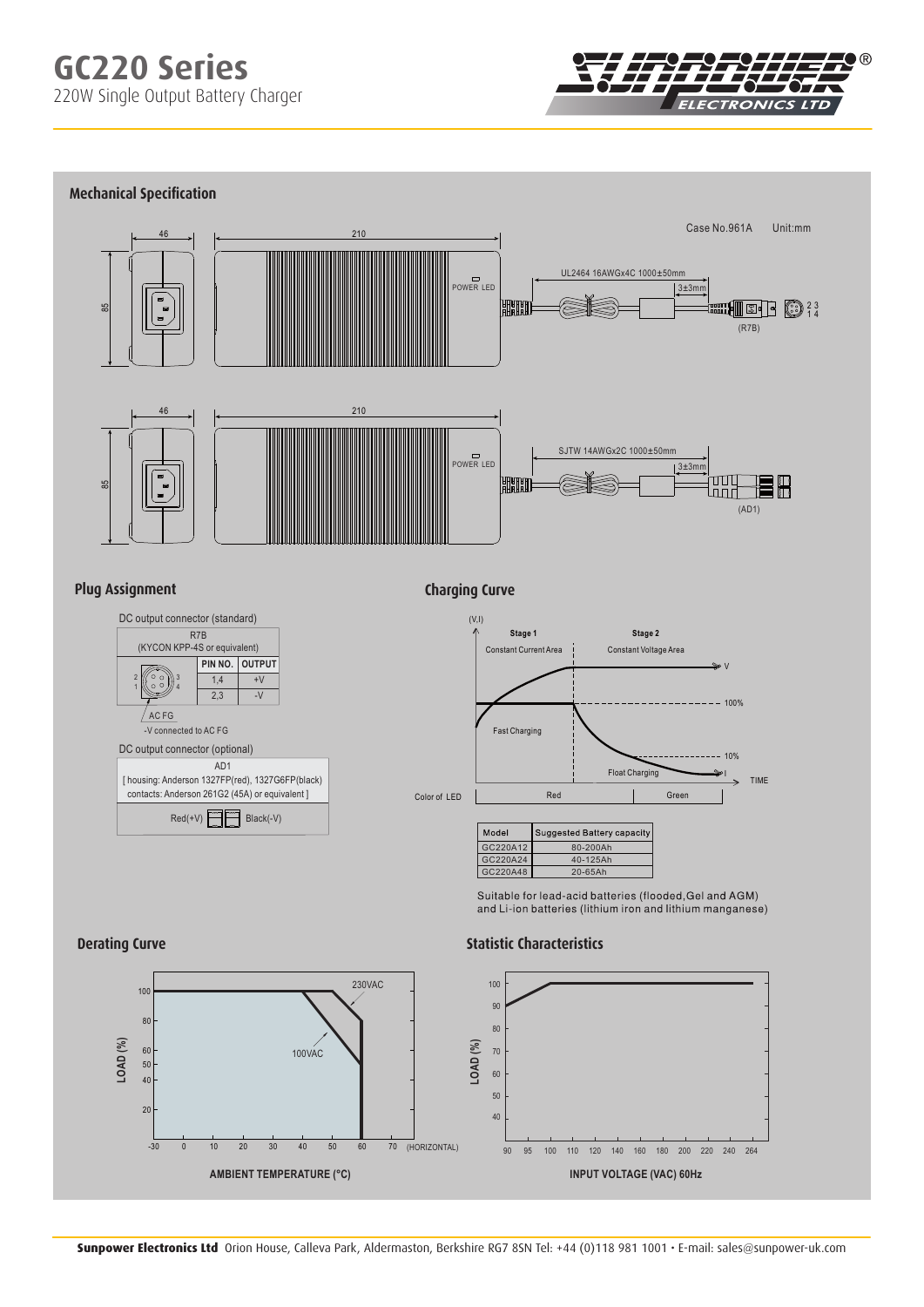# GC220 Series

220W Single Output Battery Charger

## Mechanical Specification

Case No.961A Unit:mm

46
210
85
POWER LED
UL2464 16AWGx4C 1000±50mm
3±3mm
2 3
1 4
(R7B)

46
210
85
POWER LED
SJTW 14AWGx2C 1000±50mm
3±3mm
(AD1)

## Plug Assignment

DC output connector (standard)

| R7B (KYCON KPP-4S or equivalent) | PIN NO. | OUTPUT |
|---|---|---|
| | 1,4 | +V |
| | 2,3 | -V |

AC FG
-V connected to AC FG

DC output connector (optional)

AD1
[ housing: Anderson 1327FP(red), 1327G6FP(black) contacts: Anderson 261G2 (45A) or equivalent ]

Red(+V) Black(-V)

## Charging Curve

(V,I)
Stage 1
Constant Current Area
Stage 2
Constant Voltage Area
V
100%
Fast Charging
10%
Float Charging
I
TIME
Color of LED
Red
Green

| Model | Suggested Battery capacity |
|---|---|
| GC220A12 | 80-200Ah |
| GC220A24 | 40-125Ah |
| GC220A48 | 20-65Ah |

Suitable for lead-acid batteries (flooded,Gel and AGM) and Li-ion batteries (lithium iron and lithium manganese)

## Derating Curve

LOAD (%)
100
80
60
50
40
20
230VAC
100VAC
-30 0 10 20 30 40 50 60 70 (HORIZONTAL)
AMBIENT TEMPERATURE (°C)

## Statistic Characteristics

LOAD (%)
100
90
80
70
60
50
40
90 95 100 110 120 140 160 180 200 220 240 264
INPUT VOLTAGE (VAC) 60Hz

**Sunpower Electronics Ltd** Orion House, Calleva Park, Aldermaston, Berkshire RG7 8SN Tel: +44 (0)118 981 1001 • E-mail: sales@sunpower-uk.com